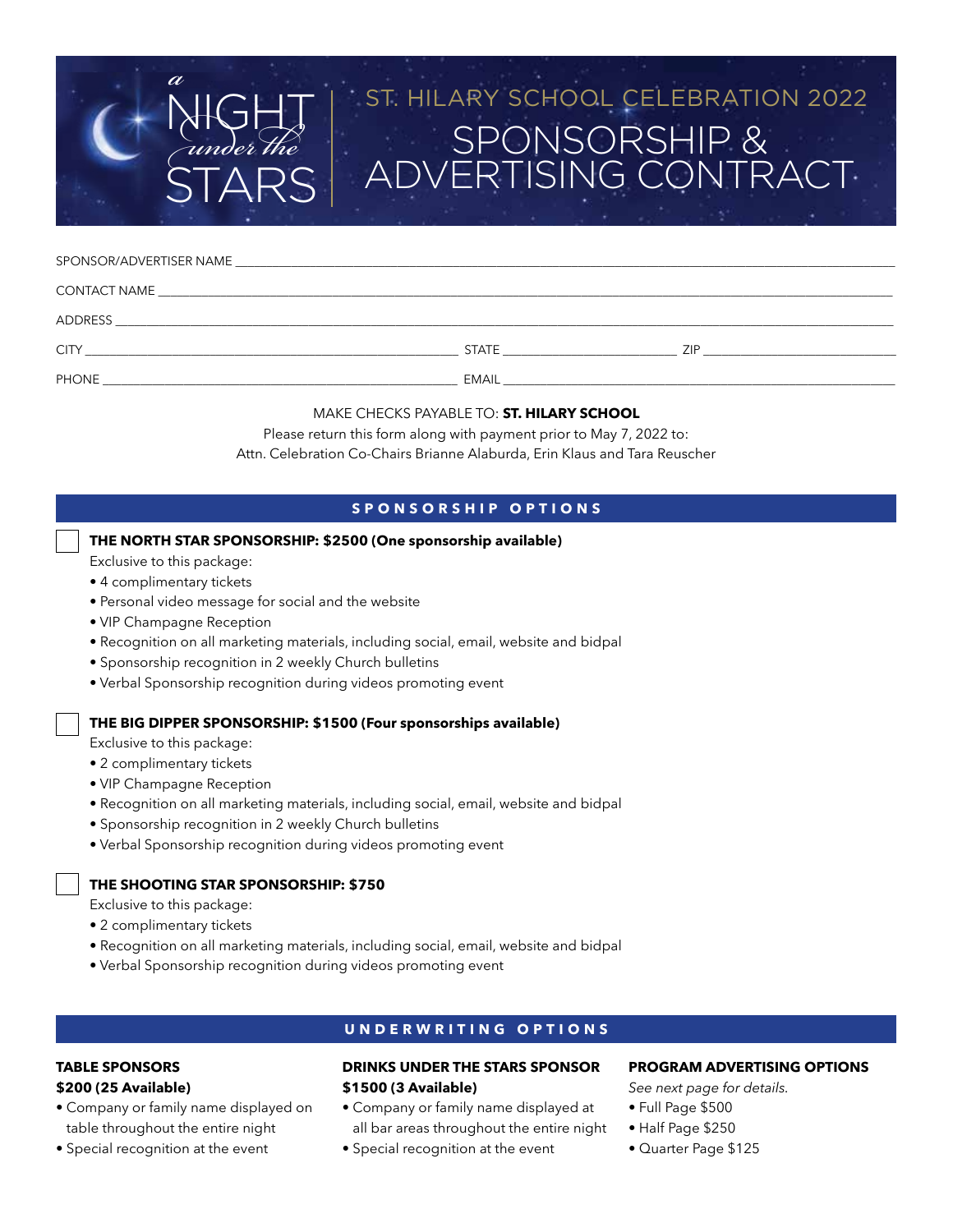# a NIGHT under the STARS

## ST. HILARY SCHOOL CELEBRATION 2022

# SPONSORSHIP & ADVERTISING CONTRACT

SPONSOR/ADVERTISER NAME ______________________________

CONTACT NAME ______________________________

ADDRESS ______________________________

CITY ______________________ STATE ______________ ZIP ______________

PHONE ______________________ EMAIL ______________________

MAKE CHECKS PAYABLE TO: **ST. HILARY SCHOOL**

Please return this form along with payment prior to May 7, 2022 to:

Attn. Celebration Co-Chairs Brianne Alaburda, Erin Klaus and Tara Reuscher

## SPONSORSHIP OPTIONS

☐ **THE NORTH STAR SPONSORSHIP: $2500 (One sponsorship available)**

Exclusive to this package:

- 4 complimentary tickets
- Personal video message for social and the website
- VIP Champagne Reception
- Recognition on all marketing materials, including social, email, website and bidpal
- Sponsorship recognition in 2 weekly Church bulletins
- Verbal Sponsorship recognition during videos promoting event

☐ **THE BIG DIPPER SPONSORSHIP: $1500 (Four sponsorships available)**

Exclusive to this package:

- 2 complimentary tickets
- VIP Champagne Reception
- Recognition on all marketing materials, including social, email, website and bidpal
- Sponsorship recognition in 2 weekly Church bulletins
- Verbal Sponsorship recognition during videos promoting event

☐ **THE SHOOTING STAR SPONSORSHIP: $750**

Exclusive to this package:

- 2 complimentary tickets
- Recognition on all marketing materials, including social, email, website and bidpal
- Verbal Sponsorship recognition during videos promoting event

## UNDERWRITING OPTIONS

**TABLE SPONSORS**
**$200 (25 Available)**

- Company or family name displayed on table throughout the entire night
- Special recognition at the event

**DRINKS UNDER THE STARS SPONSOR**
**$1500 (3 Available)**

- Company or family name displayed at all bar areas throughout the entire night
- Special recognition at the event

**PROGRAM ADVERTISING OPTIONS**

*See next page for details.*

- Full Page $500
- Half Page $250
- Quarter Page $125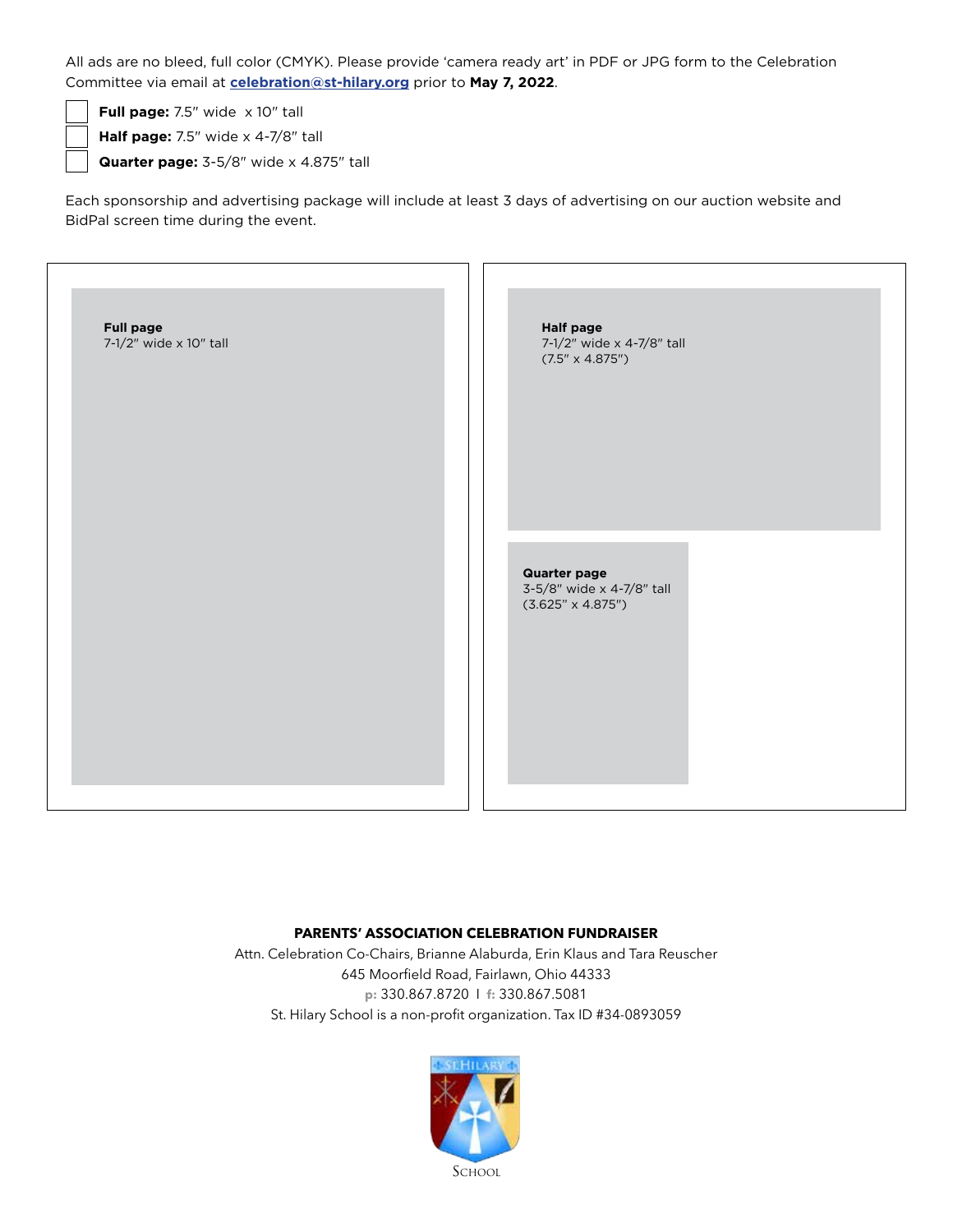All ads are no bleed, full color (CMYK). Please provide 'camera ready art' in PDF or JPG form to the Celebration Committee via email at **celebration@st-hilary.org** prior to **May 7, 2022**.

- [ ] **Full page:** 7.5" wide x 10" tall
- [ ] **Half page:** 7.5" wide x 4-7/8" tall
- [ ] **Quarter page:** 3-5/8" wide x 4.875" tall

Each sponsorship and advertising package will include at least 3 days of advertising on our auction website and BidPal screen time during the event.

**Full page**
7-1/2" wide x 10" tall

**Half page**
7-1/2" wide x 4-7/8" tall
(7.5" x 4.875")

**Quarter page**
3-5/8" wide x 4-7/8" tall
(3.625" x 4.875")

**PARENTS' ASSOCIATION CELEBRATION FUNDRAISER**

Attn. Celebration Co-Chairs, Brianne Alaburda, Erin Klaus and Tara Reuscher
645 Moorfield Road, Fairlawn, Ohio 44333
p: 330.867.8720 I f: 330.867.5081
St. Hilary School is a non-profit organization. Tax ID #34-0893059

ST. HILARY
SCHOOL